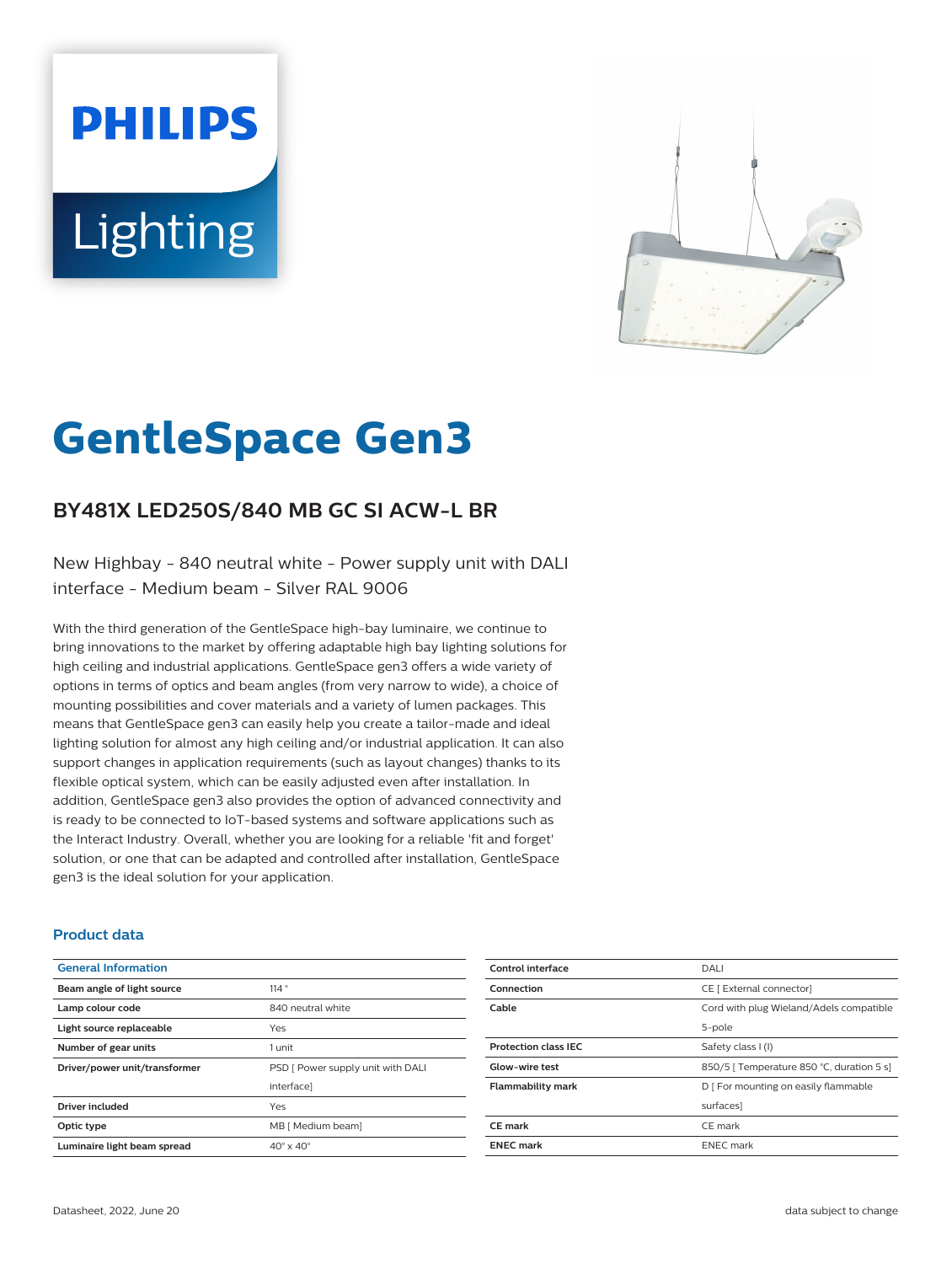PHILIPS

Lighting

# GentleSpace Gen3

## BY481X LED250S/840 MB GC SI ACW-L BR

New Highbay - 840 neutral white - Power supply unit with DALI interface - Medium beam - Silver RAL 9006

With the third generation of the GentleSpace high-bay luminaire, we continue to bring innovations to the market by offering adaptable high bay lighting solutions for high ceiling and industrial applications. GentleSpace gen3 offers a wide variety of options in terms of optics and beam angles (from very narrow to wide), a choice of mounting possibilities and cover materials and a variety of lumen packages. This means that GentleSpace gen3 can easily help you create a tailor-made and ideal lighting solution for almost any high ceiling and/or industrial application. It can also support changes in application requirements (such as layout changes) thanks to its flexible optical system, which can be easily adjusted even after installation. In addition, GentleSpace gen3 also provides the option of advanced connectivity and is ready to be connected to IoT-based systems and software applications such as the Interact Industry. Overall, whether you are looking for a reliable 'fit and forget' solution, or one that can be adapted and controlled after installation, GentleSpace gen3 is the ideal solution for your application.

### Product data

| General Information | |
|---|---|
| Beam angle of light source | 114 ° |
| Lamp colour code | 840 neutral white |
| Light source replaceable | Yes |
| Number of gear units | 1 unit |
| Driver/power unit/transformer | PSD [ Power supply unit with DALI interface] |
| Driver included | Yes |
| Optic type | MB [ Medium beam] |
| Luminaire light beam spread | 40° x 40° |
| Control interface | DALI |
| Connection | CE [ External connector] |
| Cable | Cord with plug Wieland/Adels compatible 5-pole |
| Protection class IEC | Safety class I (I) |
| Glow-wire test | 850/5 [ Temperature 850 °C, duration 5 s] |
| Flammability mark | D [ For mounting on easily flammable surfaces] |
| CE mark | CE mark |
| ENEC mark | ENEC mark |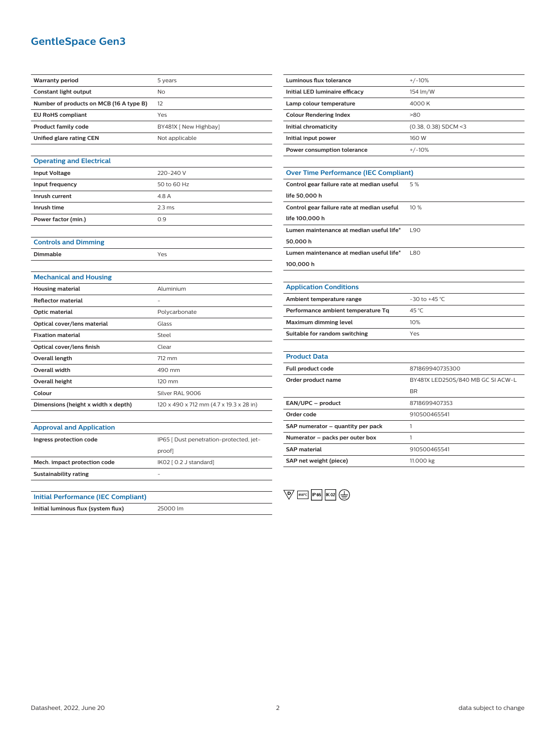# GentleSpace Gen3

| | |
|---|---|
| Warranty period | 5 years |
| Constant light output | No |
| Number of products on MCB (16 A type B) | 12 |
| EU RoHS compliant | Yes |
| Product family code | BY481X [ New Highbay] |
| Unified glare rating CEN | Not applicable |

## Operating and Electrical

| | |
|---|---|
| Input Voltage | 220-240 V |
| Input frequency | 50 to 60 Hz |
| Inrush current | 4.8 A |
| Inrush time | 2.3 ms |
| Power factor (min.) | 0.9 |

## Controls and Dimming

| | |
|---|---|
| Dimmable | Yes |

## Mechanical and Housing

| | |
|---|---|
| Housing material | Aluminium |
| Reflector material | - |
| Optic material | Polycarbonate |
| Optical cover/lens material | Glass |
| Fixation material | Steel |
| Optical cover/lens finish | Clear |
| Overall length | 712 mm |
| Overall width | 490 mm |
| Overall height | 120 mm |
| Colour | Silver RAL 9006 |
| Dimensions (height x width x depth) | 120 x 490 x 712 mm (4.7 x 19.3 x 28 in) |

## Approval and Application

| | |
|---|---|
| Ingress protection code | IP65 [ Dust penetration-protected, jet-proof] |
| Mech. impact protection code | IK02 [ 0.2 J standard] |
| Sustainability rating | - |

## Initial Performance (IEC Compliant)

| | |
|---|---|
| Initial luminous flux (system flux) | 25000 lm |
| Luminous flux tolerance | +/-10% |
| Initial LED luminaire efficacy | 154 lm/W |
| Lamp colour temperature | 4000 K |
| Colour Rendering Index | >80 |
| Initial chromaticity | (0.38, 0.38) SDCM <3 |
| Initial input power | 160 W |
| Power consumption tolerance | +/-10% |

## Over Time Performance (IEC Compliant)

| | |
|---|---|
| Control gear failure rate at median useful life 50,000 h | 5 % |
| Control gear failure rate at median useful life 100,000 h | 10 % |
| Lumen maintenance at median useful life* 50,000 h | L90 |
| Lumen maintenance at median useful life* 100,000 h | L80 |

## Application Conditions

| | |
|---|---|
| Ambient temperature range | -30 to +45 °C |
| Performance ambient temperature Tq | 45 °C |
| Maximum dimming level | 10% |
| Suitable for random switching | Yes |

## Product Data

| | |
|---|---|
| Full product code | 871869940735300 |
| Order product name | BY481X LED250S/840 MB GC SI ACW-L BR |
| EAN/UPC – product | 8718699407353 |
| Order code | 910500465541 |
| SAP numerator – quantity per pack | 1 |
| Numerator – packs per outer box | 1 |
| SAP material | 910500465541 |
| SAP net weight (piece) | 11.000 kg |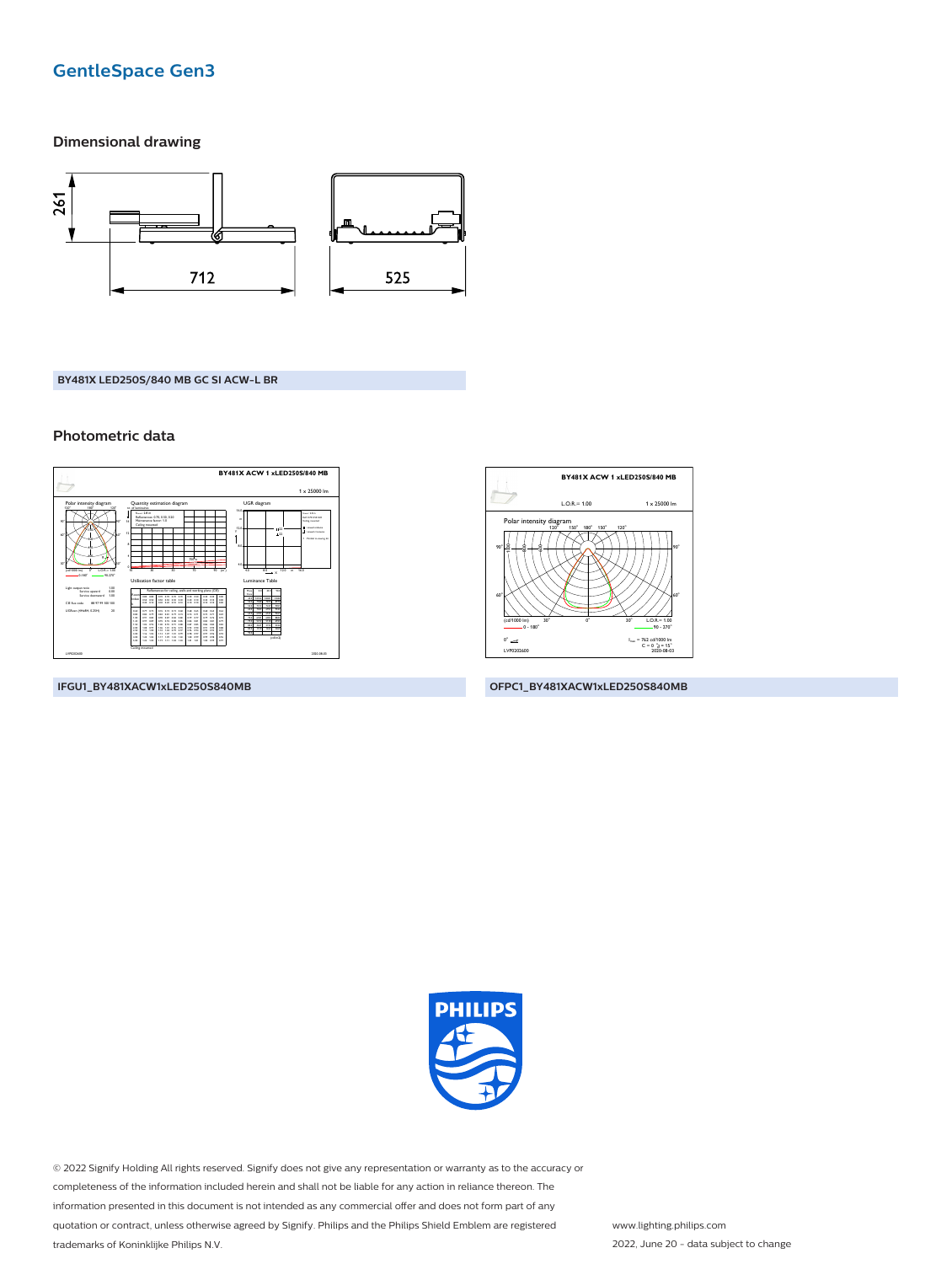# GentleSpace Gen3

## Dimensional drawing

261

712

525

BY481X LED250S/840 MB GC SI ACW-L BR

## Photometric data

BY481X ACW 1 xLED250S/840 MB

1 x 25000 lm

IFGU1_BY481XACW1xLED250S840MB

BY481X ACW 1 xLED250S/840 MB

L.O.R.= 1.00

1 x 25000 lm

Polar intensity diagram

(cd/1000 lm)

0 - 180°

90 - 270°

L.O.R.= 1.00

LVP0202600

2020-08-03

OFPC1_BY481XACW1xLED250S840MB

© 2022 Signify Holding All rights reserved. Signify does not give any representation or warranty as to the accuracy or completeness of the information included herein and shall not be liable for any action in reliance thereon. The information presented in this document is not intended as any commercial offer and does not form part of any quotation or contract, unless otherwise agreed by Signify. Philips and the Philips Shield Emblem are registered trademarks of Koninklijke Philips N.V.

www.lighting.philips.com

2022, June 20 - data subject to change